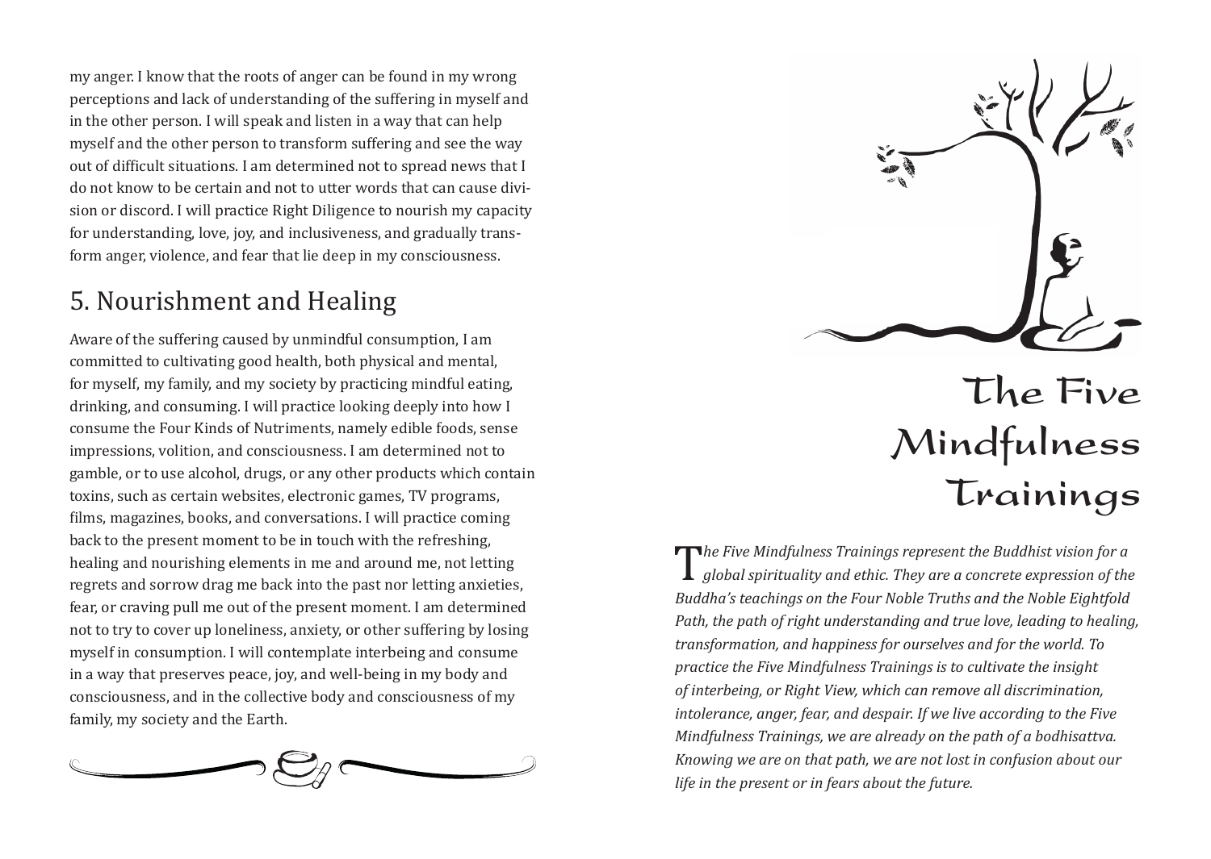my anger. I know that the roots of anger can be found in my wrong perceptions and lack of understanding of the suffering in myself and in the other person. I will speak and listen in a way that can help myself and the other person to transform suffering and see the way out of difficult situations. I am determined not to spread news that I do not know to be certain and not to utter words that can cause division or discord. I will practice Right Diligence to nourish my capacity for understanding, love, joy, and inclusiveness, and gradually transform anger, violence, and fear that lie deep in my consciousness.

## 5. Nourishment and Healing

Aware of the suffering caused by unmindful consumption, I am committed to cultivating good health, both physical and mental, for myself, my family, and my society by practicing mindful eating, drinking, and consuming. I will practice looking deeply into how I consume the Four Kinds of Nutriments, namely edible foods, sense impressions, volition, and consciousness. I am determined not to gamble, or to use alcohol, drugs, or any other products which contain toxins, such as certain websites, electronic games, TV programs, films, magazines, books, and conversations. I will practice coming back to the present moment to be in touch with the refreshing, healing and nourishing elements in me and around me, not letting regrets and sorrow drag me back into the past nor letting anxieties, fear, or craving pull me out of the present moment. I am determined not to try to cover up loneliness, anxiety, or other suffering by losing myself in consumption. I will contemplate interbeing and consume in a way that preserves peace, joy, and well-being in my body and consciousness, and in the collective body and consciousness of my family, my society and the Earth.

# The Five Mindfulness Trainings

*The Five Mindfulness Trainings represent the Buddhist vision for a global spirituality and ethic. They are a concrete expression of the Buddha's teachings on the Four Noble Truths and the Noble Eightfold Path, the path of right understanding and true love, leading to healing, transformation, and happiness for ourselves and for the world. To practice the Five Mindfulness Trainings is to cultivate the insight of interbeing, or Right View, which can remove all discrimination, intolerance, anger, fear, and despair. If we live according to the Five Mindfulness Trainings, we are already on the path of a bodhisattva. Knowing we are on that path, we are not lost in confusion about our life in the present or in fears about the future.*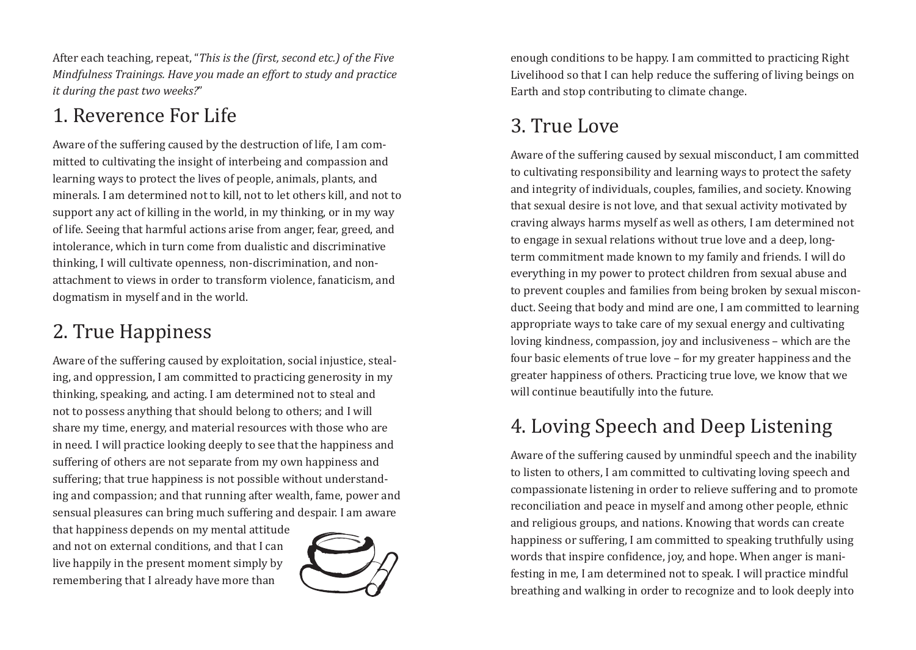After each teaching, repeat, "*This is the (first, second etc.) of the Five Mindfulness Trainings. Have you made an effort to study and practice it during the past two weeks?*"

## 1. Reverence For Life

Aware of the suffering caused by the destruction of life, I am committed to cultivating the insight of interbeing and compassion and learning ways to protect the lives of people, animals, plants, and minerals. I am determined not to kill, not to let others kill, and not to support any act of killing in the world, in my thinking, or in my way of life. Seeing that harmful actions arise from anger, fear, greed, and intolerance, which in turn come from dualistic and discriminative thinking, I will cultivate openness, non-discrimination, and non-attachment to views in order to transform violence, fanaticism, and dogmatism in myself and in the world.

## 2. True Happiness

Aware of the suffering caused by exploitation, social injustice, stealing, and oppression, I am committed to practicing generosity in my thinking, speaking, and acting. I am determined not to steal and not to possess anything that should belong to others; and I will share my time, energy, and material resources with those who are in need. I will practice looking deeply to see that the happiness and suffering of others are not separate from my own happiness and suffering; that true happiness is not possible without understanding and compassion; and that running after wealth, fame, power and sensual pleasures can bring much suffering and despair. I am aware that happiness depends on my mental attitude and not on external conditions, and that I can live happily in the present moment simply by remembering that I already have more than enough conditions to be happy. I am committed to practicing Right Livelihood so that I can help reduce the suffering of living beings on Earth and stop contributing to climate change.

## 3. True Love

Aware of the suffering caused by sexual misconduct, I am committed to cultivating responsibility and learning ways to protect the safety and integrity of individuals, couples, families, and society. Knowing that sexual desire is not love, and that sexual activity motivated by craving always harms myself as well as others, I am determined not to engage in sexual relations without true love and a deep, long-term commitment made known to my family and friends. I will do everything in my power to protect children from sexual abuse and to prevent couples and families from being broken by sexual misconduct. Seeing that body and mind are one, I am committed to learning appropriate ways to take care of my sexual energy and cultivating loving kindness, compassion, joy and inclusiveness – which are the four basic elements of true love – for my greater happiness and the greater happiness of others. Practicing true love, we know that we will continue beautifully into the future.

## 4. Loving Speech and Deep Listening

Aware of the suffering caused by unmindful speech and the inability to listen to others, I am committed to cultivating loving speech and compassionate listening in order to relieve suffering and to promote reconciliation and peace in myself and among other people, ethnic and religious groups, and nations. Knowing that words can create happiness or suffering, I am committed to speaking truthfully using words that inspire confidence, joy, and hope. When anger is manifesting in me, I am determined not to speak. I will practice mindful breathing and walking in order to recognize and to look deeply into